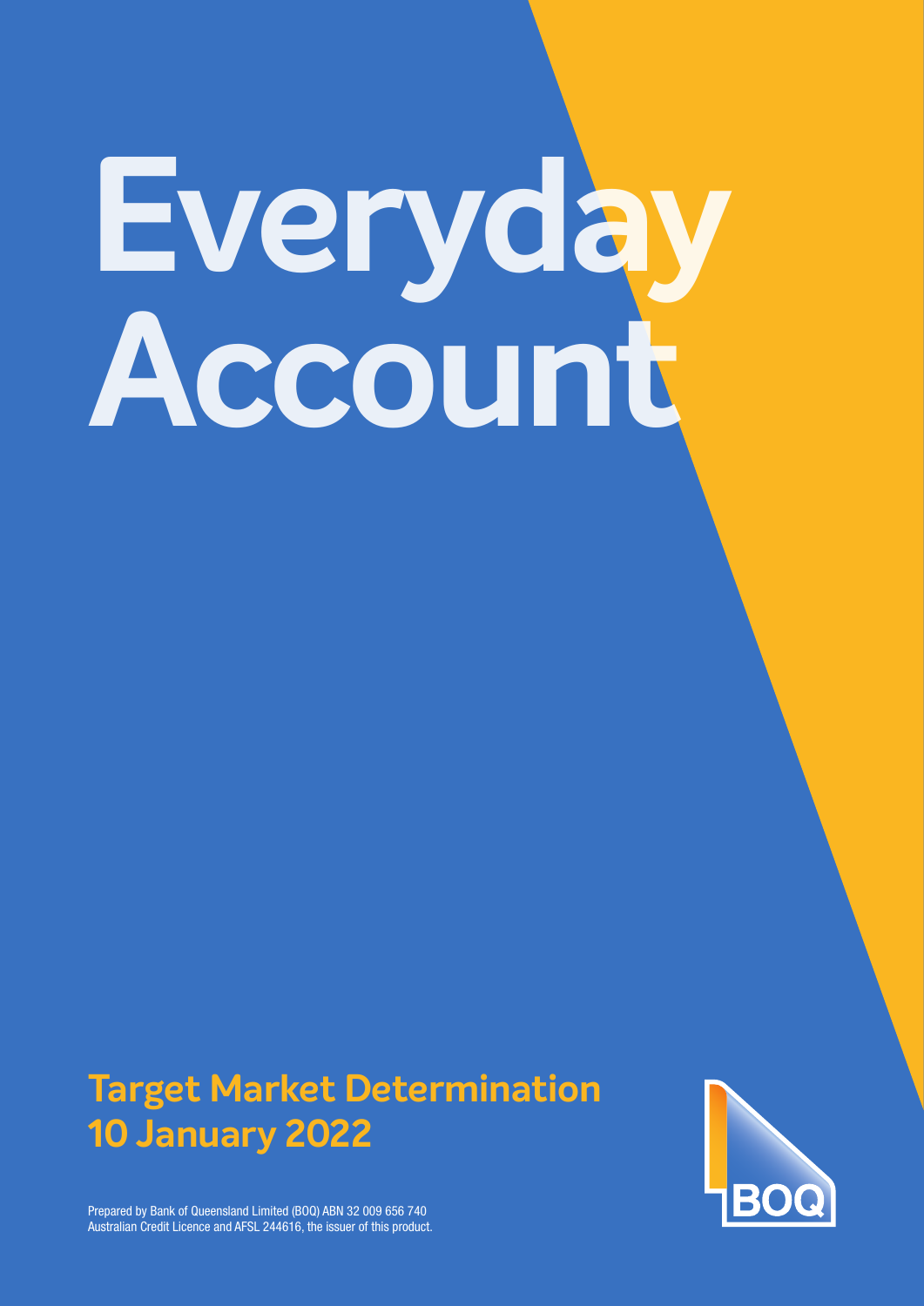# Everyday Account

## Target Market Determination 10 January 2022

Prepared by Bank of Queensland Limited (BOQ) ABN 32 009 656 740 Australian Credit Licence and AFSL 244616, the issuer of this product.

BOQ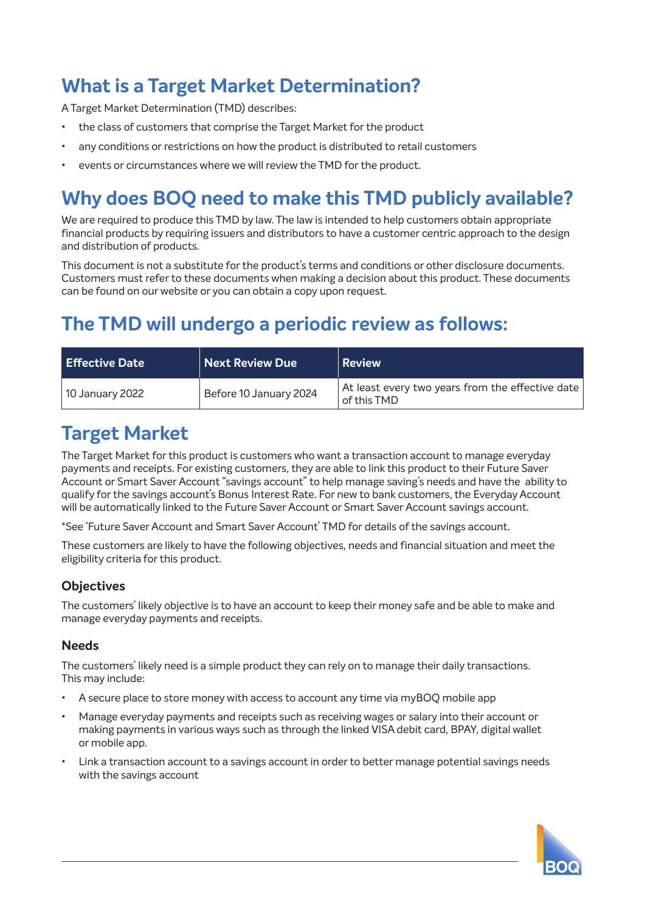## What is a Target Market Determination?

A Target Market Determination (TMD) describes:

- the class of customers that comprise the Target Market for the product
- any conditions or restrictions on how the product is distributed to retail customers
- events or circumstances where we will review the TMD for the product.

## Why does BOQ need to make this TMD publicly available?

We are required to produce this TMD by law. The law is intended to help customers obtain appropriate financial products by requiring issuers and distributors to have a customer centric approach to the design and distribution of products.

This document is not a substitute for the product's terms and conditions or other disclosure documents. Customers must refer to these documents when making a decision about this product. These documents can be found on our website or you can obtain a copy upon request.

## The TMD will undergo a periodic review as follows:

| Effective Date | Next Review Due | Review |
|---|---|---|
| 10 January 2022 | Before 10 January 2024 | At least every two years from the effective date of this TMD |

## Target Market

The Target Market for this product is customers who want a transaction account to manage everyday payments and receipts. For existing customers, they are able to link this product to their Future Saver Account or Smart Saver Account "savings account" to help manage saving's needs and have the ability to qualify for the savings account's Bonus Interest Rate. For new to bank customers, the Everyday Account will be automatically linked to the Future Saver Account or Smart Saver Account savings account.

*See 'Future Saver Account and Smart Saver Account' TMD for details of the savings account.

These customers are likely to have the following objectives, needs and financial situation and meet the eligibility criteria for this product.

### Objectives

The customers' likely objective is to have an account to keep their money safe and be able to make and manage everyday payments and receipts.

### Needs

The customers' likely need is a simple product they can rely on to manage their daily transactions. This may include:

- A secure place to store money with access to account any time via myBOQ mobile app
- Manage everyday payments and receipts such as receiving wages or salary into their account or making payments in various ways such as through the linked VISA debit card, BPAY, digital wallet or mobile app.
- Link a transaction account to a savings account in order to better manage potential savings needs with the savings account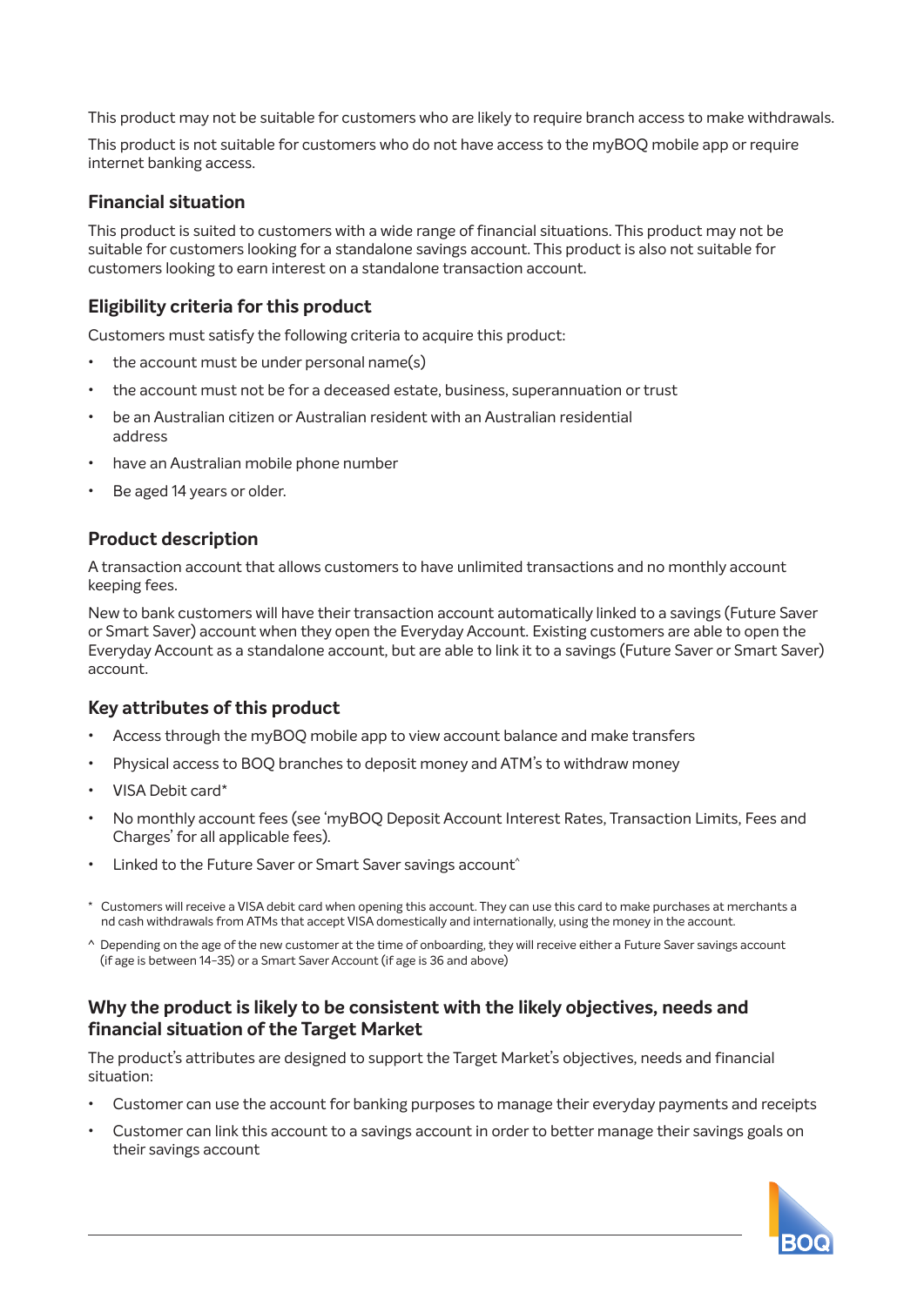This product may not be suitable for customers who are likely to require branch access to make withdrawals.

This product is not suitable for customers who do not have access to the myBOQ mobile app or require internet banking access.

### Financial situation

This product is suited to customers with a wide range of financial situations. This product may not be suitable for customers looking for a standalone savings account. This product is also not suitable for customers looking to earn interest on a standalone transaction account.

### Eligibility criteria for this product

Customers must satisfy the following criteria to acquire this product:

- the account must be under personal name(s)
- the account must not be for a deceased estate, business, superannuation or trust
- be an Australian citizen or Australian resident with an Australian residential address
- have an Australian mobile phone number
- Be aged 14 years or older.

### Product description

A transaction account that allows customers to have unlimited transactions and no monthly account keeping fees.

New to bank customers will have their transaction account automatically linked to a savings (Future Saver or Smart Saver) account when they open the Everyday Account. Existing customers are able to open the Everyday Account as a standalone account, but are able to link it to a savings (Future Saver or Smart Saver) account.

### Key attributes of this product

- Access through the myBOQ mobile app to view account balance and make transfers
- Physical access to BOQ branches to deposit money and ATM's to withdraw money
- VISA Debit card*
- No monthly account fees (see 'myBOQ Deposit Account Interest Rates, Transaction Limits, Fees and Charges' for all applicable fees).
- Linked to the Future Saver or Smart Saver savings account^

\* Customers will receive a VISA debit card when opening this account. They can use this card to make purchases at merchants a nd cash withdrawals from ATMs that accept VISA domestically and internationally, using the money in the account.

^ Depending on the age of the new customer at the time of onboarding, they will receive either a Future Saver savings account (if age is between 14-35) or a Smart Saver Account (if age is 36 and above)

### Why the product is likely to be consistent with the likely objectives, needs and financial situation of the Target Market

The product's attributes are designed to support the Target Market's objectives, needs and financial situation:

- Customer can use the account for banking purposes to manage their everyday payments and receipts
- Customer can link this account to a savings account in order to better manage their savings goals on their savings account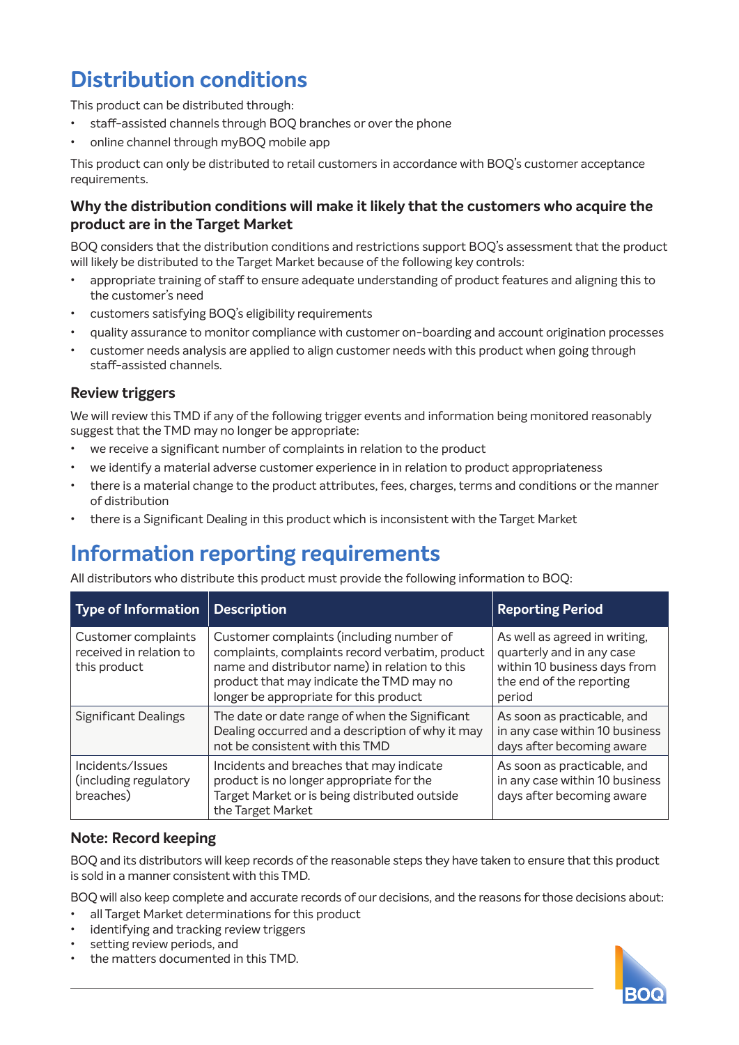# Distribution conditions

This product can be distributed through:

- staff-assisted channels through BOQ branches or over the phone
- online channel through myBOQ mobile app

This product can only be distributed to retail customers in accordance with BOQ's customer acceptance requirements.

### Why the distribution conditions will make it likely that the customers who acquire the product are in the Target Market

BOQ considers that the distribution conditions and restrictions support BOQ's assessment that the product will likely be distributed to the Target Market because of the following key controls:

- appropriate training of staff to ensure adequate understanding of product features and aligning this to the customer's need
- customers satisfying BOQ's eligibility requirements
- quality assurance to monitor compliance with customer on-boarding and account origination processes
- customer needs analysis are applied to align customer needs with this product when going through staff-assisted channels.

### Review triggers

We will review this TMD if any of the following trigger events and information being monitored reasonably suggest that the TMD may no longer be appropriate:

- we receive a significant number of complaints in relation to the product
- we identify a material adverse customer experience in in relation to product appropriateness
- there is a material change to the product attributes, fees, charges, terms and conditions or the manner of distribution
- there is a Significant Dealing in this product which is inconsistent with the Target Market

# Information reporting requirements

All distributors who distribute this product must provide the following information to BOQ:

| Type of Information | Description | Reporting Period |
|---|---|---|
| Customer complaints received in relation to this product | Customer complaints (including number of complaints, complaints record verbatim, product name and distributor name) in relation to this product that may indicate the TMD may no longer be appropriate for this product | As well as agreed in writing, quarterly and in any case within 10 business days from the end of the reporting period |
| Significant Dealings | The date or date range of when the Significant Dealing occurred and a description of why it may not be consistent with this TMD | As soon as practicable, and in any case within 10 business days after becoming aware |
| Incidents/Issues (including regulatory breaches) | Incidents and breaches that may indicate product is no longer appropriate for the Target Market or is being distributed outside the Target Market | As soon as practicable, and in any case within 10 business days after becoming aware |

### Note: Record keeping

BOQ and its distributors will keep records of the reasonable steps they have taken to ensure that this product is sold in a manner consistent with this TMD.

BOQ will also keep complete and accurate records of our decisions, and the reasons for those decisions about:

- all Target Market determinations for this product
- identifying and tracking review triggers
- setting review periods, and
- the matters documented in this TMD.